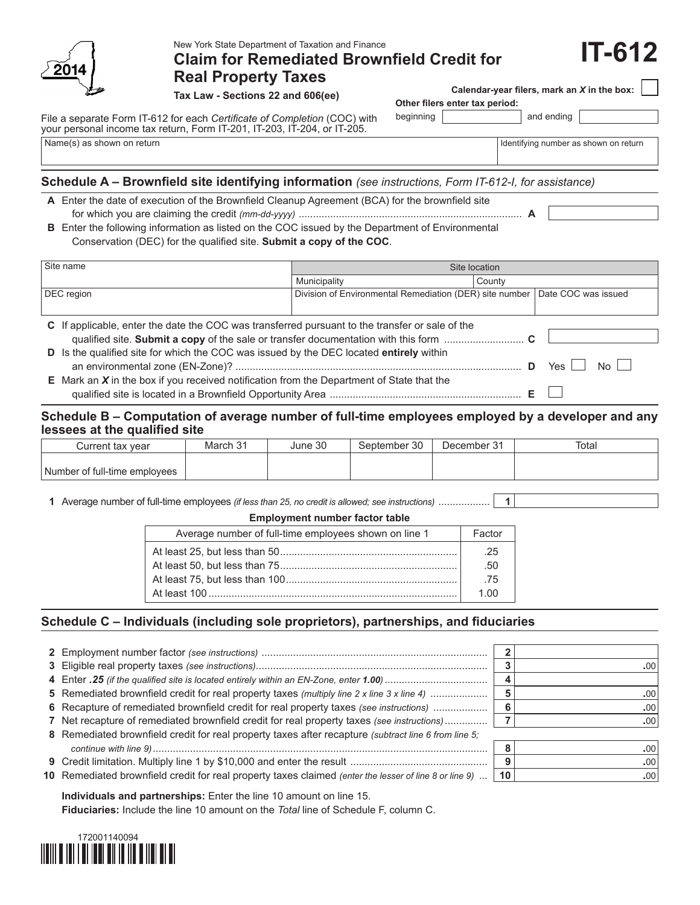2014

New York State Department of Taxation and Finance

# Claim for Remediated Brownfield Credit for Real Property Taxes

**IT-612**

**Tax Law - Sections 22 and 606(ee)**

**Calendar-year filers, mark an *X* in the box:** ☐

**Other filers enter tax period:**

beginning ____________ and ending ____________

File a separate Form IT-612 for each *Certificate of Completion* (COC) with your personal income tax return, Form IT-201, IT-203, IT-204, or IT-205.

| Name(s) as shown on return | Identifying number as shown on return |
|---|---|
| | |

## Schedule A – Brownfield site identifying information *(see instructions, Form IT-612-I, for assistance)*

**A** Enter the date of execution of the Brownfield Cleanup Agreement (BCA) for the brownfield site for which you are claiming the credit *(mm-dd-yyyy)* .......... **A** ____________

**B** Enter the following information as listed on the COC issued by the Department of Environmental Conservation (DEC) for the qualified site. **Submit a copy of the COC**.

| Site name | Site location | | |
|---|---|---|---|
| | Municipality | County | |
| DEC region | Division of Environmental Remediation (DER) site number | | Date COC was issued |
| | | | |

**C** If applicable, enter the date the COC was transferred pursuant to the transfer or sale of the qualified site. **Submit a copy** of the sale or transfer documentation with this form .......... **C** ____________

**D** Is the qualified site for which the COC was issued by the DEC located **entirely** within an environmental zone (EN-Zone)? .......... **D** Yes ☐ No ☐

**E** Mark an ***X*** in the box if you received notification from the Department of State that the qualified site is located in a Brownfield Opportunity Area .......... **E** ☐

## Schedule B – Computation of average number of full-time employees employed by a developer and any lessees at the qualified site

| Current tax year | March 31 | June 30 | September 30 | December 31 | Total |
|---|---|---|---|---|---|
| Number of full-time employees | | | | | |

**1** Average number of full-time employees *(if less than 25, no credit is allowed; see instructions)* .......... **1** ____________

**Employment number factor table**

| Average number of full-time employees shown on line 1 | Factor |
|---|---|
| At least 25, but less than 50 | .25 |
| At least 50, but less than 75 | .50 |
| At least 75, but less than 100 | .75 |
| At least 100 | 1.00 |

## Schedule C – Individuals (including sole proprietors), partnerships, and fiduciaries

| Line | Description | No. | Amount |
|---|---|---|---|
| 2 | Employment number factor *(see instructions)* | 2 | |
| 3 | Eligible real property taxes *(see instructions)* | 3 | .00 |
| 4 | Enter ***.25*** *(if the qualified site is located entirely within an EN-Zone, enter **1.00**)* | 4 | |
| 5 | Remediated brownfield credit for real property taxes *(multiply line 2 x line 3 x line 4)* | 5 | .00 |
| 6 | Recapture of remediated brownfield credit for real property taxes *(see instructions)* | 6 | .00 |
| 7 | Net recapture of remediated brownfield credit for real property taxes *(see instructions)* | 7 | .00 |
| 8 | Remediated brownfield credit for real property taxes after recapture *(subtract line 6 from line 5; continue with line 9)* | 8 | .00 |
| 9 | Credit limitation. Multiply line 1 by $10,000 and enter the result | 9 | .00 |
| 10 | Remediated brownfield credit for real property taxes claimed *(enter the lesser of line 8 or line 9)* | 10 | .00 |

**Individuals and partnerships:** Enter the line 10 amount on line 15.

**Fiduciaries:** Include the line 10 amount on the *Total* line of Schedule F, column C.

172001140094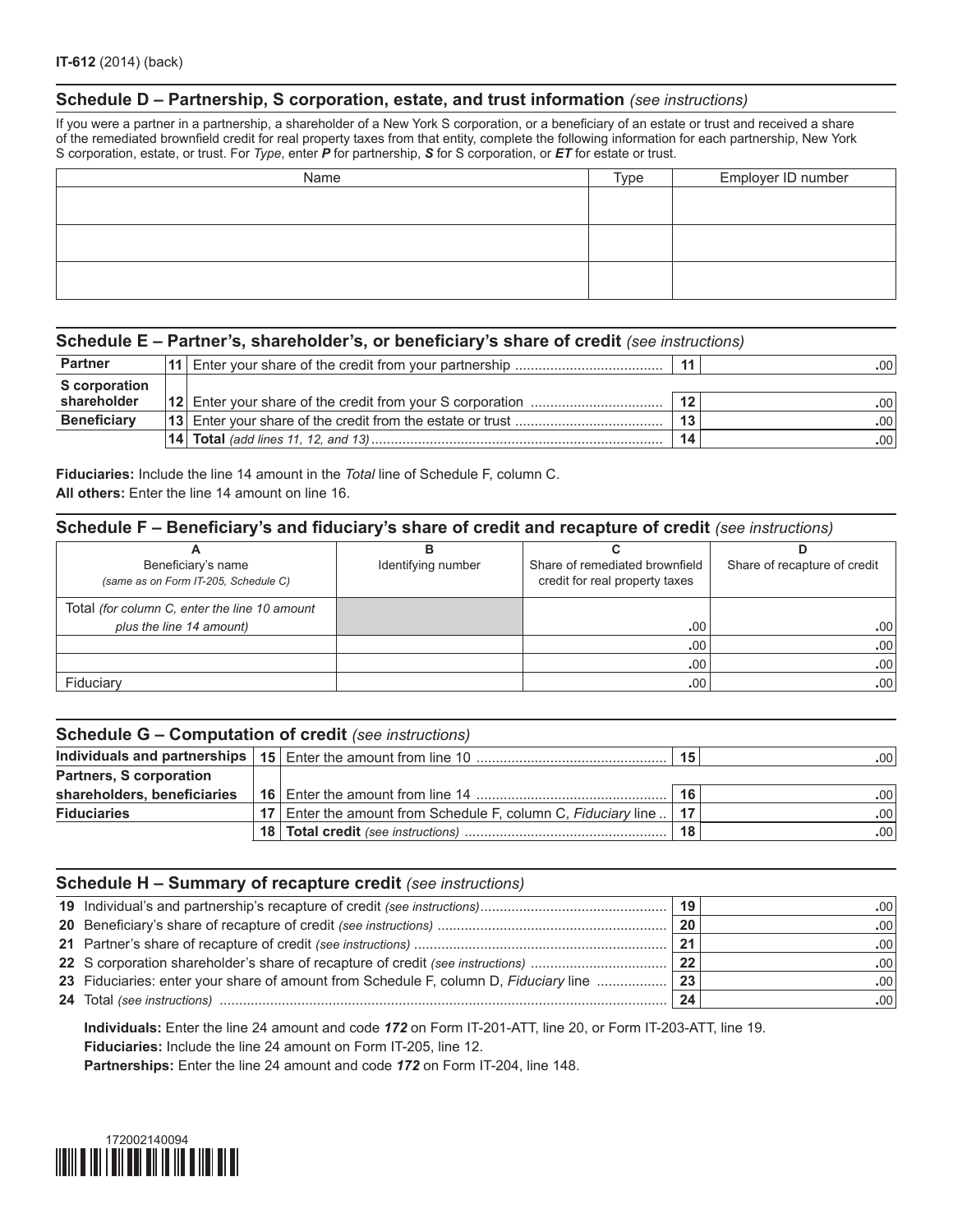IT-612 (2014) (back)

## Schedule D – Partnership, S corporation, estate, and trust information *(see instructions)*

If you were a partner in a partnership, a shareholder of a New York S corporation, or a beneficiary of an estate or trust and received a share of the remediated brownfield credit for real property taxes from that entity, complete the following information for each partnership, New York S corporation, estate, or trust. For *Type*, enter ***P*** for partnership, ***S*** for S corporation, or ***ET*** for estate or trust.

| Name | Type | Employer ID number |
|---|---|---|
| | | |
| | | |
| | | |

## Schedule E – Partner's, shareholder's, or beneficiary's share of credit *(see instructions)*

| | | | | |
|---|---|---|---|---|
| **Partner** | **11** | Enter your share of the credit from your partnership | **11** | .00 |
| **S corporation shareholder** | **12** | Enter your share of the credit from your S corporation | **12** | .00 |
| **Beneficiary** | **13** | Enter your share of the credit from the estate or trust | **13** | .00 |
| | **14** | **Total** *(add lines 11, 12, and 13)* | **14** | .00 |

**Fiduciaries:** Include the line 14 amount in the *Total* line of Schedule F, column C.
**All others:** Enter the line 14 amount on line 16.

## Schedule F – Beneficiary's and fiduciary's share of credit and recapture of credit *(see instructions)*

| A<br>Beneficiary's name<br>*(same as on Form IT-205, Schedule C)* | B<br>Identifying number | C<br>Share of remediated brownfield credit for real property taxes | D<br>Share of recapture of credit |
|---|---|---|---|
| Total *(for column C, enter the line 10 amount plus the line 14 amount)* | | .00 | .00 |
| | | .00 | .00 |
| | | .00 | .00 |
| Fiduciary | | .00 | .00 |

## Schedule G – Computation of credit *(see instructions)*

| | | | | |
|---|---|---|---|---|
| **Individuals and partnerships** | **15** | Enter the amount from line 10 | **15** | .00 |
| **Partners, S corporation shareholders, beneficiaries** | **16** | Enter the amount from line 14 | **16** | .00 |
| **Fiduciaries** | **17** | Enter the amount from Schedule F, column C, *Fiduciary* line | **17** | .00 |
| | **18** | **Total credit** *(see instructions)* | **18** | .00 |

## Schedule H – Summary of recapture credit *(see instructions)*

| | | | |
|---|---|---|---|
| **19** | Individual's and partnership's recapture of credit *(see instructions)* | **19** | .00 |
| **20** | Beneficiary's share of recapture of credit *(see instructions)* | **20** | .00 |
| **21** | Partner's share of recapture of credit *(see instructions)* | **21** | .00 |
| **22** | S corporation shareholder's share of recapture of credit *(see instructions)* | **22** | .00 |
| **23** | Fiduciaries: enter your share of amount from Schedule F, column D, *Fiduciary* line | **23** | .00 |
| **24** | Total *(see instructions)* | **24** | .00 |

**Individuals:** Enter the line 24 amount and code ***172*** on Form IT-201-ATT, line 20, or Form IT-203-ATT, line 19.
**Fiduciaries:** Include the line 24 amount on Form IT-205, line 12.
**Partnerships:** Enter the line 24 amount and code ***172*** on Form IT-204, line 148.

172002140094